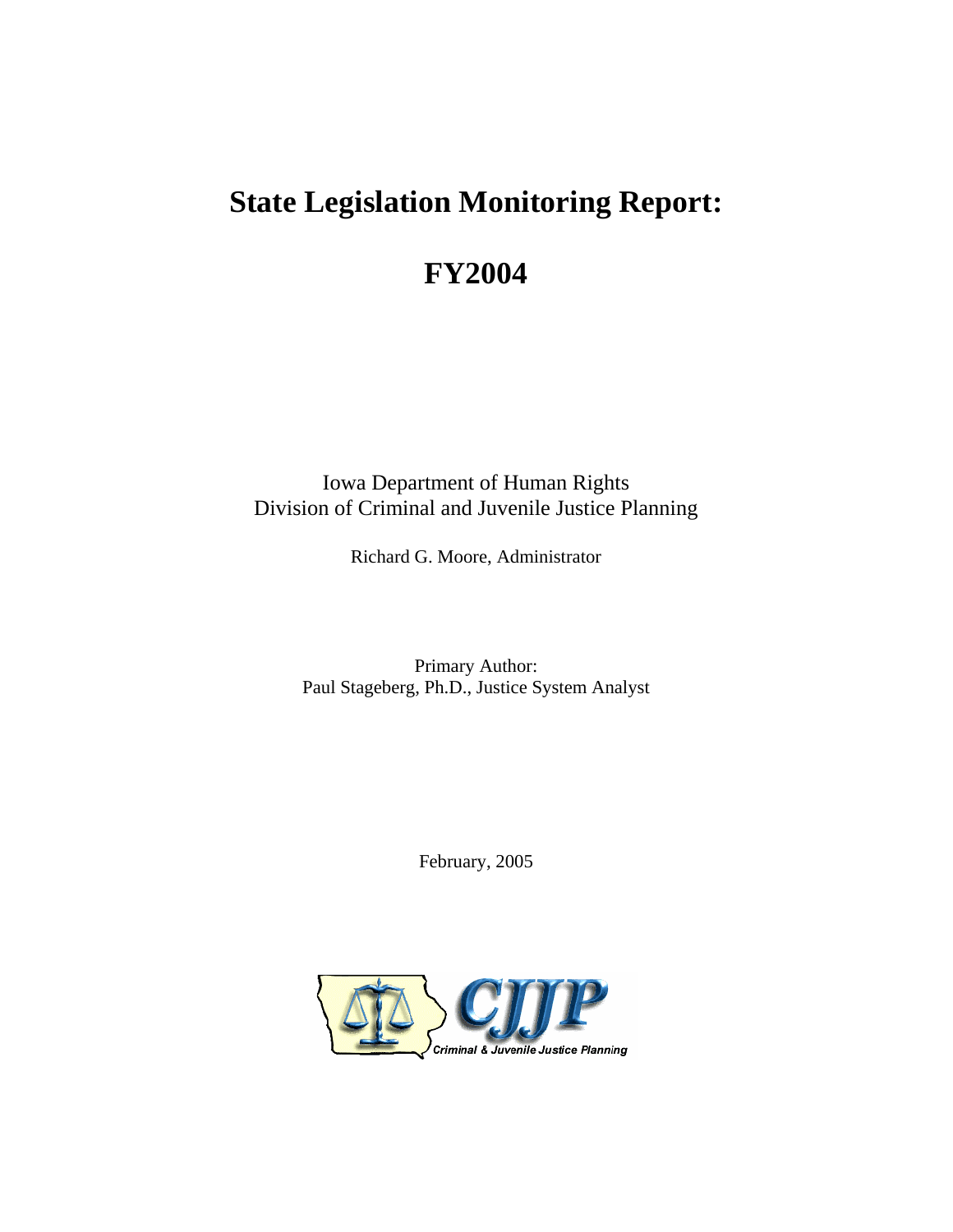# State Legislation Monitoring Report:

# FY2004

Iowa Department of Human Rights
Division of Criminal and Juvenile Justice Planning

Richard G. Moore, Administrator

Primary Author:
Paul Stageberg, Ph.D., Justice System Analyst

February, 2005

CJJP
Criminal & Juvenile Justice Planning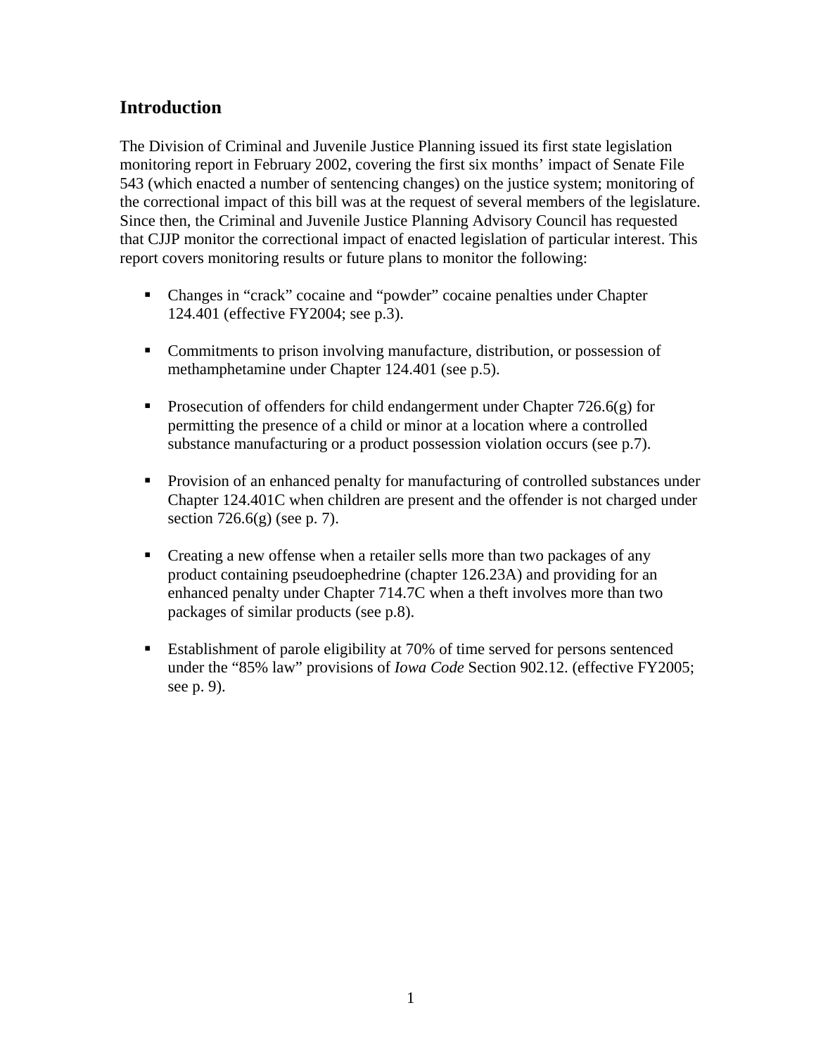## Introduction

The Division of Criminal and Juvenile Justice Planning issued its first state legislation monitoring report in February 2002, covering the first six months' impact of Senate File 543 (which enacted a number of sentencing changes) on the justice system; monitoring of the correctional impact of this bill was at the request of several members of the legislature. Since then, the Criminal and Juvenile Justice Planning Advisory Council has requested that CJJP monitor the correctional impact of enacted legislation of particular interest. This report covers monitoring results or future plans to monitor the following:

- Changes in "crack" cocaine and "powder" cocaine penalties under Chapter 124.401 (effective FY2004; see p.3).
- Commitments to prison involving manufacture, distribution, or possession of methamphetamine under Chapter 124.401 (see p.5).
- Prosecution of offenders for child endangerment under Chapter 726.6(g) for permitting the presence of a child or minor at a location where a controlled substance manufacturing or a product possession violation occurs (see p.7).
- Provision of an enhanced penalty for manufacturing of controlled substances under Chapter 124.401C when children are present and the offender is not charged under section 726.6(g) (see p. 7).
- Creating a new offense when a retailer sells more than two packages of any product containing pseudoephedrine (chapter 126.23A) and providing for an enhanced penalty under Chapter 714.7C when a theft involves more than two packages of similar products (see p.8).
- Establishment of parole eligibility at 70% of time served for persons sentenced under the "85% law" provisions of *Iowa Code* Section 902.12. (effective FY2005; see p. 9).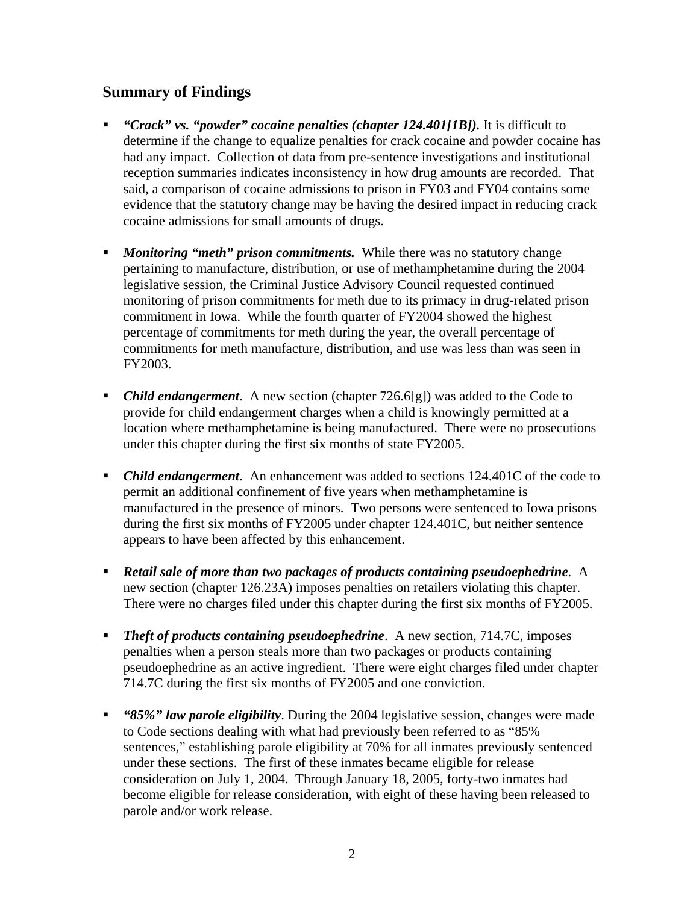## Summary of Findings

- ***"Crack" vs. "powder" cocaine penalties (chapter 124.401[1B]).*** It is difficult to determine if the change to equalize penalties for crack cocaine and powder cocaine has had any impact. Collection of data from pre-sentence investigations and institutional reception summaries indicates inconsistency in how drug amounts are recorded. That said, a comparison of cocaine admissions to prison in FY03 and FY04 contains some evidence that the statutory change may be having the desired impact in reducing crack cocaine admissions for small amounts of drugs.

- ***Monitoring "meth" prison commitments.*** While there was no statutory change pertaining to manufacture, distribution, or use of methamphetamine during the 2004 legislative session, the Criminal Justice Advisory Council requested continued monitoring of prison commitments for meth due to its primacy in drug-related prison commitment in Iowa. While the fourth quarter of FY2004 showed the highest percentage of commitments for meth during the year, the overall percentage of commitments for meth manufacture, distribution, and use was less than was seen in FY2003.

- ***Child endangerment***. A new section (chapter 726.6[g]) was added to the Code to provide for child endangerment charges when a child is knowingly permitted at a location where methamphetamine is being manufactured. There were no prosecutions under this chapter during the first six months of state FY2005.

- ***Child endangerment***. An enhancement was added to sections 124.401C of the code to permit an additional confinement of five years when methamphetamine is manufactured in the presence of minors. Two persons were sentenced to Iowa prisons during the first six months of FY2005 under chapter 124.401C, but neither sentence appears to have been affected by this enhancement.

- ***Retail sale of more than two packages of products containing pseudoephedrine***. A new section (chapter 126.23A) imposes penalties on retailers violating this chapter. There were no charges filed under this chapter during the first six months of FY2005.

- ***Theft of products containing pseudoephedrine***. A new section, 714.7C, imposes penalties when a person steals more than two packages or products containing pseudoephedrine as an active ingredient. There were eight charges filed under chapter 714.7C during the first six months of FY2005 and one conviction.

- ***"85%" law parole eligibility***. During the 2004 legislative session, changes were made to Code sections dealing with what had previously been referred to as "85% sentences," establishing parole eligibility at 70% for all inmates previously sentenced under these sections. The first of these inmates became eligible for release consideration on July 1, 2004. Through January 18, 2005, forty-two inmates had become eligible for release consideration, with eight of these having been released to parole and/or work release.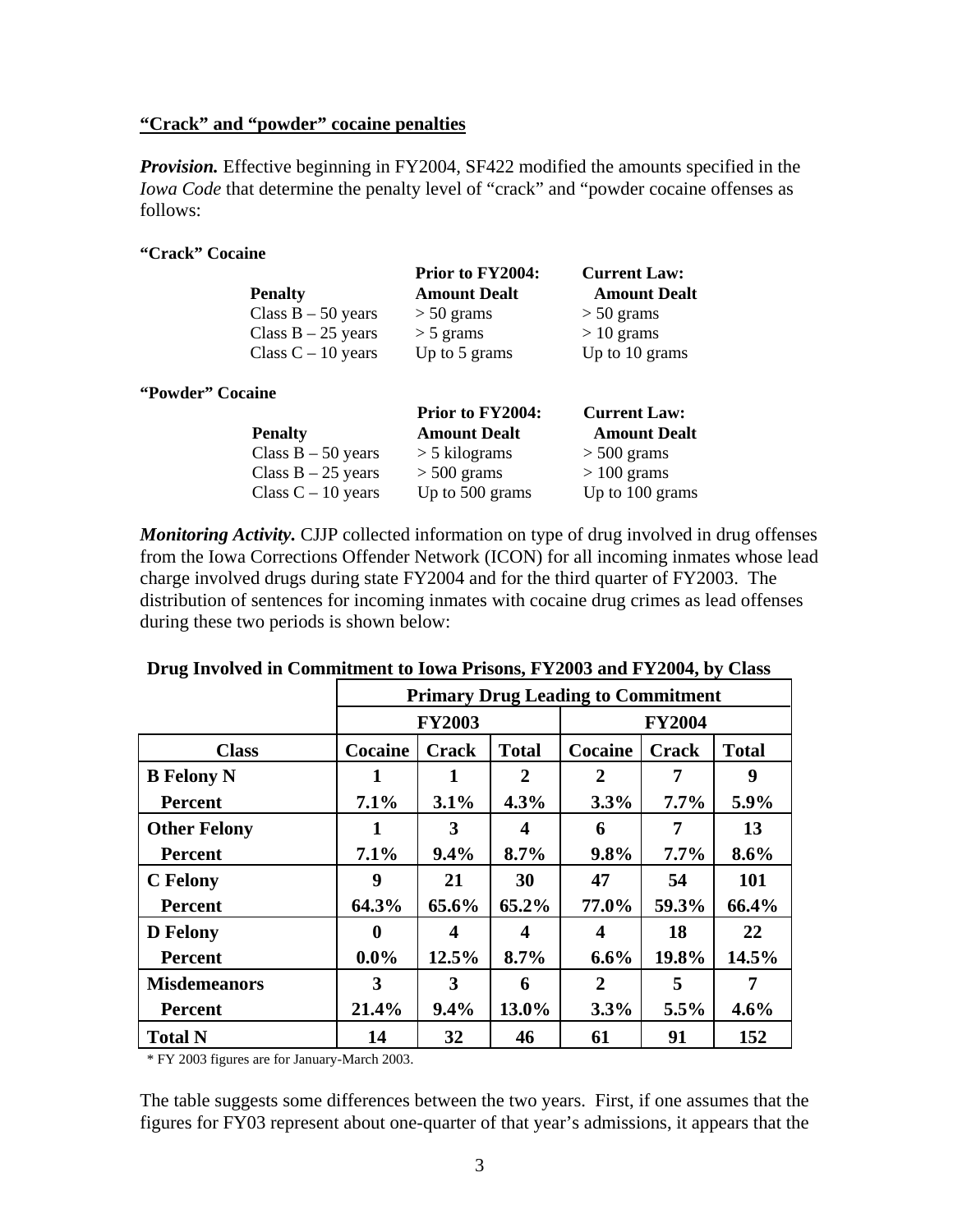## "Crack" and "powder" cocaine penalties

***Provision.*** Effective beginning in FY2004, SF422 modified the amounts specified in the *Iowa Code* that determine the penalty level of "crack" and "powder cocaine offenses as follows:

**"Crack" Cocaine**

| Penalty | Prior to FY2004: Amount Dealt | Current Law: Amount Dealt |
|---|---|---|
| Class B – 50 years | > 50 grams | > 50 grams |
| Class B – 25 years | > 5 grams | > 10 grams |
| Class C – 10 years | Up to 5 grams | Up to 10 grams |

**"Powder" Cocaine**

| Penalty | Prior to FY2004: Amount Dealt | Current Law: Amount Dealt |
|---|---|---|
| Class B – 50 years | > 5 kilograms | > 500 grams |
| Class B – 25 years | > 500 grams | > 100 grams |
| Class C – 10 years | Up to 500 grams | Up to 100 grams |

***Monitoring Activity.*** CJJP collected information on type of drug involved in drug offenses from the Iowa Corrections Offender Network (ICON) for all incoming inmates whose lead charge involved drugs during state FY2004 and for the third quarter of FY2003. The distribution of sentences for incoming inmates with cocaine drug crimes as lead offenses during these two periods is shown below:

**Drug Involved in Commitment to Iowa Prisons, FY2003 and FY2004, by Class**

| | Primary Drug Leading to Commitment | | | | | |
|---|---|---|---|---|---|---|
| | FY2003 | | | FY2004 | | |
| **Class** | **Cocaine** | **Crack** | **Total** | **Cocaine** | **Crack** | **Total** |
| **B Felony N** | 1 | 1 | 2 | 2 | 7 | 9 |
| **Percent** | 7.1% | 3.1% | 4.3% | 3.3% | 7.7% | 5.9% |
| **Other Felony** | 1 | 3 | 4 | 6 | 7 | 13 |
| **Percent** | 7.1% | 9.4% | 8.7% | 9.8% | 7.7% | 8.6% |
| **C Felony** | 9 | 21 | 30 | 47 | 54 | 101 |
| **Percent** | 64.3% | 65.6% | 65.2% | 77.0% | 59.3% | 66.4% |
| **D Felony** | 0 | 4 | 4 | 4 | 18 | 22 |
| **Percent** | 0.0% | 12.5% | 8.7% | 6.6% | 19.8% | 14.5% |
| **Misdemeanors** | 3 | 3 | 6 | 2 | 5 | 7 |
| **Percent** | 21.4% | 9.4% | 13.0% | 3.3% | 5.5% | 4.6% |
| **Total N** | 14 | 32 | 46 | 61 | 91 | 152 |

\* FY 2003 figures are for January-March 2003.

The table suggests some differences between the two years. First, if one assumes that the figures for FY03 represent about one-quarter of that year's admissions, it appears that the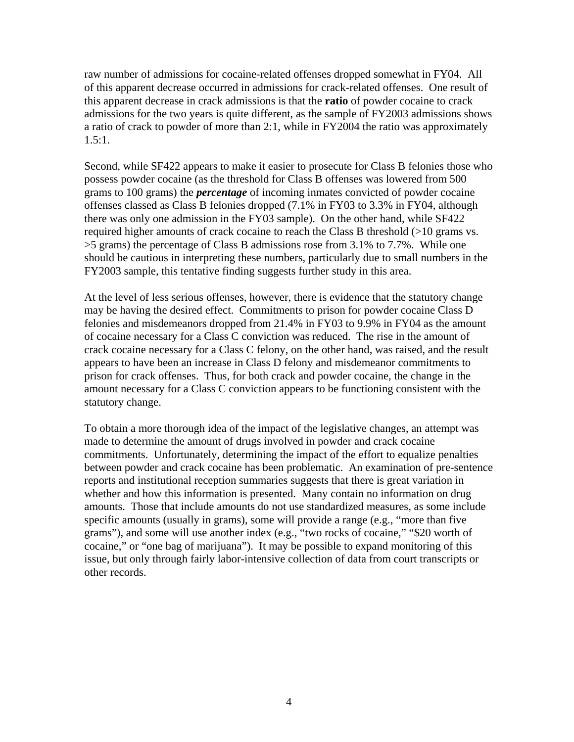raw number of admissions for cocaine-related offenses dropped somewhat in FY04. All of this apparent decrease occurred in admissions for crack-related offenses. One result of this apparent decrease in crack admissions is that the **ratio** of powder cocaine to crack admissions for the two years is quite different, as the sample of FY2003 admissions shows a ratio of crack to powder of more than 2:1, while in FY2004 the ratio was approximately 1.5:1.

Second, while SF422 appears to make it easier to prosecute for Class B felonies those who possess powder cocaine (as the threshold for Class B offenses was lowered from 500 grams to 100 grams) the ***percentage*** of incoming inmates convicted of powder cocaine offenses classed as Class B felonies dropped (7.1% in FY03 to 3.3% in FY04, although there was only one admission in the FY03 sample). On the other hand, while SF422 required higher amounts of crack cocaine to reach the Class B threshold (>10 grams vs. >5 grams) the percentage of Class B admissions rose from 3.1% to 7.7%. While one should be cautious in interpreting these numbers, particularly due to small numbers in the FY2003 sample, this tentative finding suggests further study in this area.

At the level of less serious offenses, however, there is evidence that the statutory change may be having the desired effect. Commitments to prison for powder cocaine Class D felonies and misdemeanors dropped from 21.4% in FY03 to 9.9% in FY04 as the amount of cocaine necessary for a Class C conviction was reduced. The rise in the amount of crack cocaine necessary for a Class C felony, on the other hand, was raised, and the result appears to have been an increase in Class D felony and misdemeanor commitments to prison for crack offenses. Thus, for both crack and powder cocaine, the change in the amount necessary for a Class C conviction appears to be functioning consistent with the statutory change.

To obtain a more thorough idea of the impact of the legislative changes, an attempt was made to determine the amount of drugs involved in powder and crack cocaine commitments. Unfortunately, determining the impact of the effort to equalize penalties between powder and crack cocaine has been problematic. An examination of pre-sentence reports and institutional reception summaries suggests that there is great variation in whether and how this information is presented. Many contain no information on drug amounts. Those that include amounts do not use standardized measures, as some include specific amounts (usually in grams), some will provide a range (e.g., "more than five grams"), and some will use another index (e.g., "two rocks of cocaine," "$20 worth of cocaine," or "one bag of marijuana"). It may be possible to expand monitoring of this issue, but only through fairly labor-intensive collection of data from court transcripts or other records.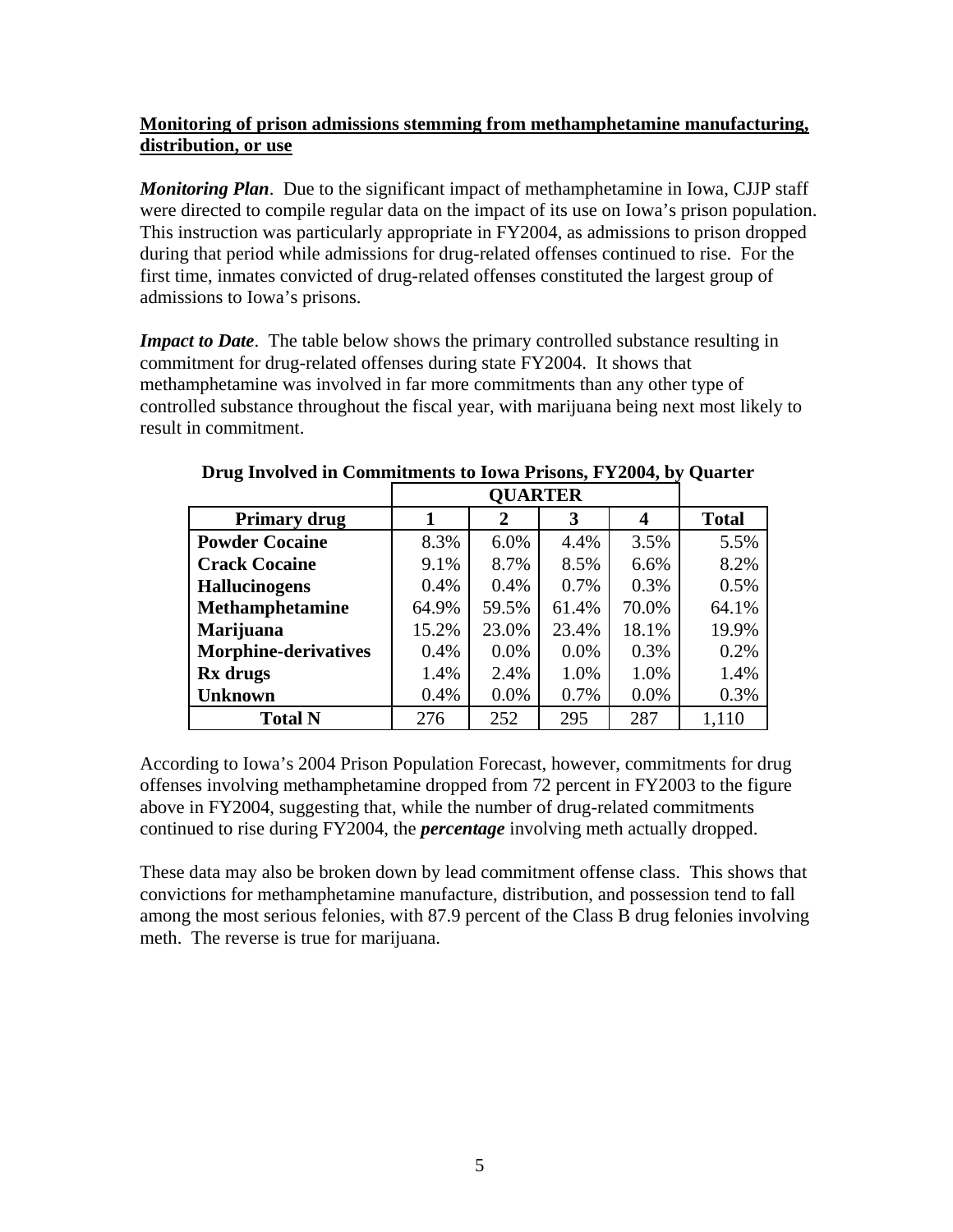**Monitoring of prison admissions stemming from methamphetamine manufacturing, distribution, or use**

***Monitoring Plan***. Due to the significant impact of methamphetamine in Iowa, CJJP staff were directed to compile regular data on the impact of its use on Iowa's prison population. This instruction was particularly appropriate in FY2004, as admissions to prison dropped during that period while admissions for drug-related offenses continued to rise. For the first time, inmates convicted of drug-related offenses constituted the largest group of admissions to Iowa's prisons.

***Impact to Date***. The table below shows the primary controlled substance resulting in commitment for drug-related offenses during state FY2004. It shows that methamphetamine was involved in far more commitments than any other type of controlled substance throughout the fiscal year, with marijuana being next most likely to result in commitment.

**Drug Involved in Commitments to Iowa Prisons, FY2004, by Quarter**

| | QUARTER | | | | |
|---|---|---|---|---|---|
| **Primary drug** | **1** | **2** | **3** | **4** | **Total** |
| **Powder Cocaine** | 8.3% | 6.0% | 4.4% | 3.5% | 5.5% |
| **Crack Cocaine** | 9.1% | 8.7% | 8.5% | 6.6% | 8.2% |
| **Hallucinogens** | 0.4% | 0.4% | 0.7% | 0.3% | 0.5% |
| **Methamphetamine** | 64.9% | 59.5% | 61.4% | 70.0% | 64.1% |
| **Marijuana** | 15.2% | 23.0% | 23.4% | 18.1% | 19.9% |
| **Morphine-derivatives** | 0.4% | 0.0% | 0.0% | 0.3% | 0.2% |
| **Rx drugs** | 1.4% | 2.4% | 1.0% | 1.0% | 1.4% |
| **Unknown** | 0.4% | 0.0% | 0.7% | 0.0% | 0.3% |
| **Total N** | 276 | 252 | 295 | 287 | 1,110 |

According to Iowa's 2004 Prison Population Forecast, however, commitments for drug offenses involving methamphetamine dropped from 72 percent in FY2003 to the figure above in FY2004, suggesting that, while the number of drug-related commitments continued to rise during FY2004, the ***percentage*** involving meth actually dropped.

These data may also be broken down by lead commitment offense class. This shows that convictions for methamphetamine manufacture, distribution, and possession tend to fall among the most serious felonies, with 87.9 percent of the Class B drug felonies involving meth. The reverse is true for marijuana.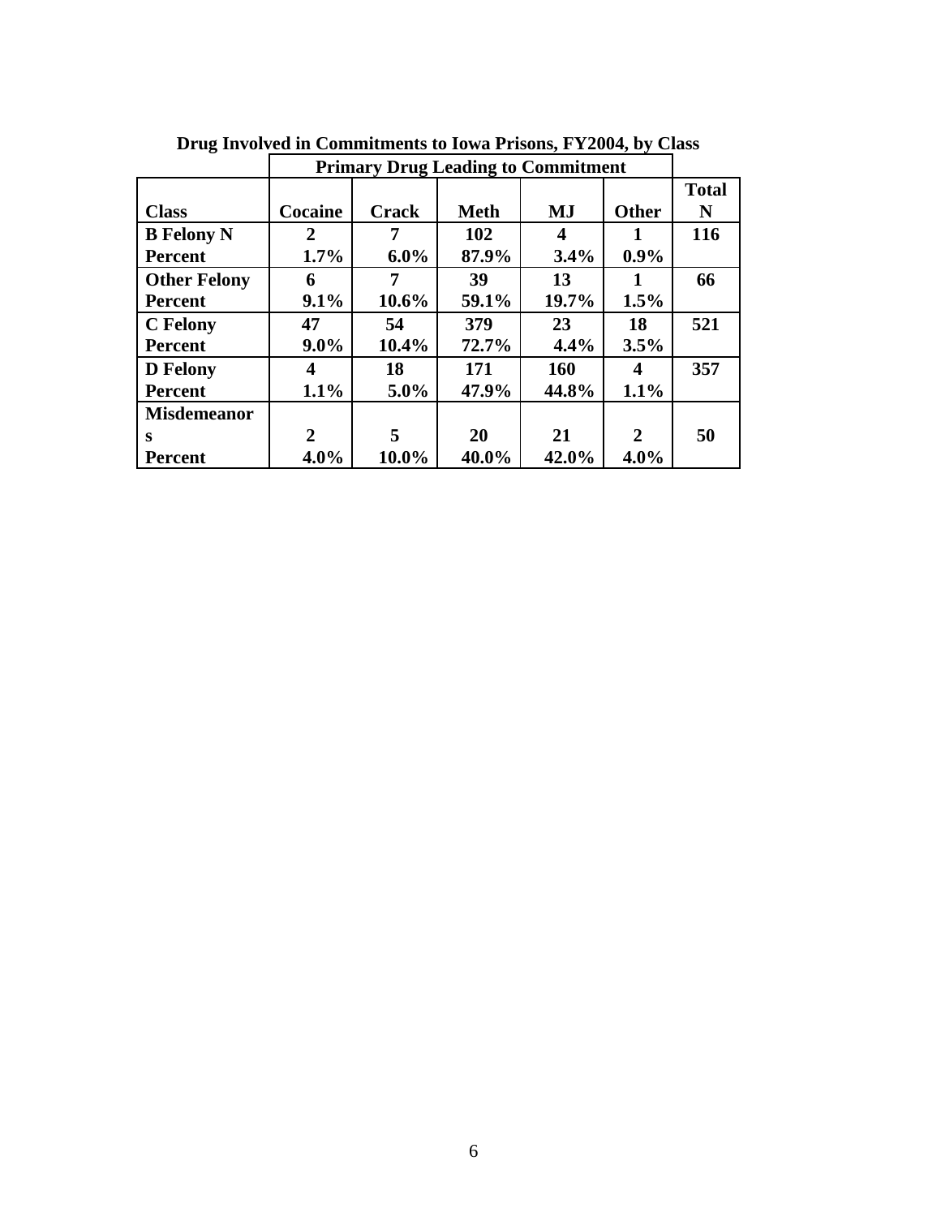**Drug Involved in Commitments to Iowa Prisons, FY2004, by Class**

| | Primary Drug Leading to Commitment | | | | | |
|---|---|---|---|---|---|---|
| Class | Cocaine | Crack | Meth | MJ | Other | Total N |
| B Felony N | 2 | 7 | 102 | 4 | 1 | 116 |
| Percent | 1.7% | 6.0% | 87.9% | 3.4% | 0.9% | |
| Other Felony | 6 | 7 | 39 | 13 | 1 | 66 |
| Percent | 9.1% | 10.6% | 59.1% | 19.7% | 1.5% | |
| C Felony | 47 | 54 | 379 | 23 | 18 | 521 |
| Percent | 9.0% | 10.4% | 72.7% | 4.4% | 3.5% | |
| D Felony | 4 | 18 | 171 | 160 | 4 | 357 |
| Percent | 1.1% | 5.0% | 47.9% | 44.8% | 1.1% | |
| Misdemeanors | 2 | 5 | 20 | 21 | 2 | 50 |
| Percent | 4.0% | 10.0% | 40.0% | 42.0% | 4.0% | |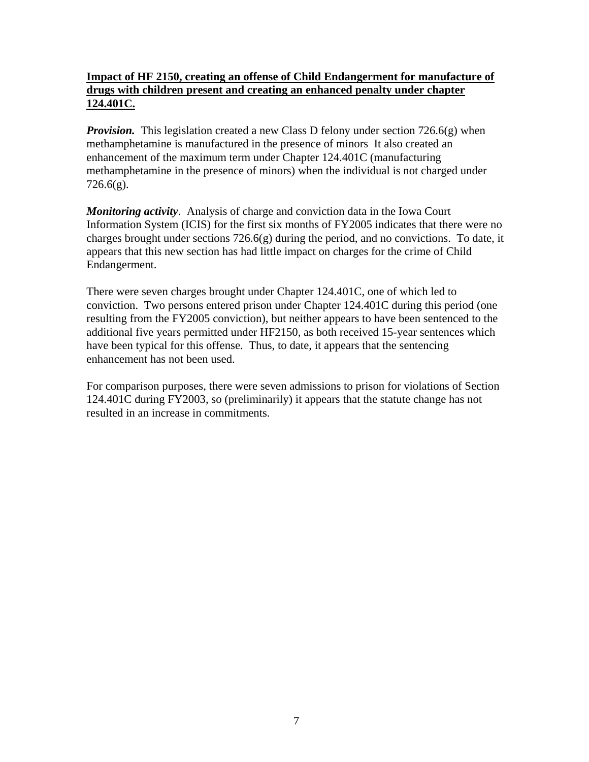**Impact of HF 2150, creating an offense of Child Endangerment for manufacture of drugs with children present and creating an enhanced penalty under chapter 124.401C.**

***Provision.*** This legislation created a new Class D felony under section 726.6(g) when methamphetamine is manufactured in the presence of minors It also created an enhancement of the maximum term under Chapter 124.401C (manufacturing methamphetamine in the presence of minors) when the individual is not charged under 726.6(g).

***Monitoring activity***. Analysis of charge and conviction data in the Iowa Court Information System (ICIS) for the first six months of FY2005 indicates that there were no charges brought under sections 726.6(g) during the period, and no convictions. To date, it appears that this new section has had little impact on charges for the crime of Child Endangerment.

There were seven charges brought under Chapter 124.401C, one of which led to conviction. Two persons entered prison under Chapter 124.401C during this period (one resulting from the FY2005 conviction), but neither appears to have been sentenced to the additional five years permitted under HF2150, as both received 15-year sentences which have been typical for this offense. Thus, to date, it appears that the sentencing enhancement has not been used.

For comparison purposes, there were seven admissions to prison for violations of Section 124.401C during FY2003, so (preliminarily) it appears that the statute change has not resulted in an increase in commitments.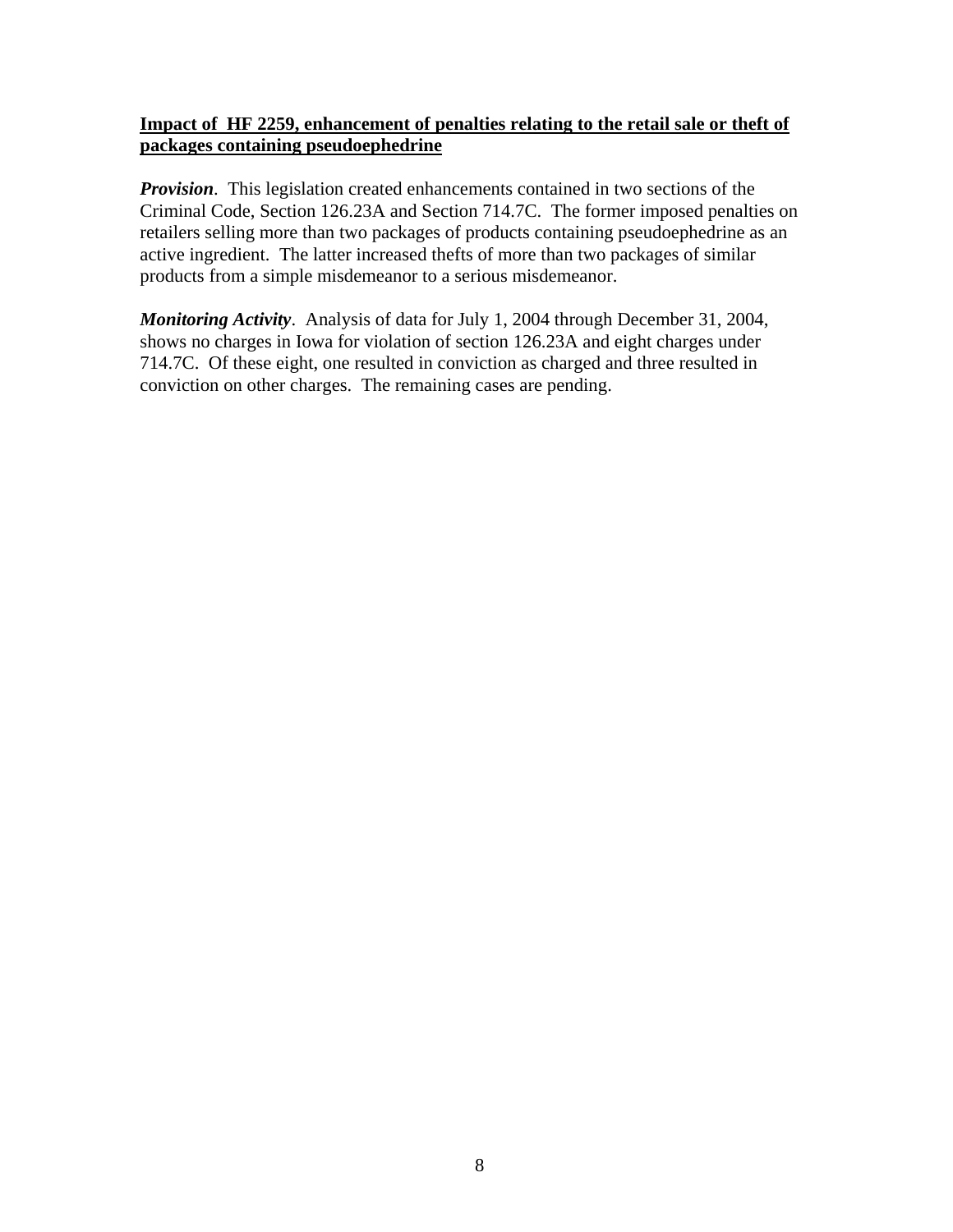**Impact of HF 2259, enhancement of penalties relating to the retail sale or theft of packages containing pseudoephedrine**

***Provision***. This legislation created enhancements contained in two sections of the Criminal Code, Section 126.23A and Section 714.7C. The former imposed penalties on retailers selling more than two packages of products containing pseudoephedrine as an active ingredient. The latter increased thefts of more than two packages of similar products from a simple misdemeanor to a serious misdemeanor.

***Monitoring Activity***. Analysis of data for July 1, 2004 through December 31, 2004, shows no charges in Iowa for violation of section 126.23A and eight charges under 714.7C. Of these eight, one resulted in conviction as charged and three resulted in conviction on other charges. The remaining cases are pending.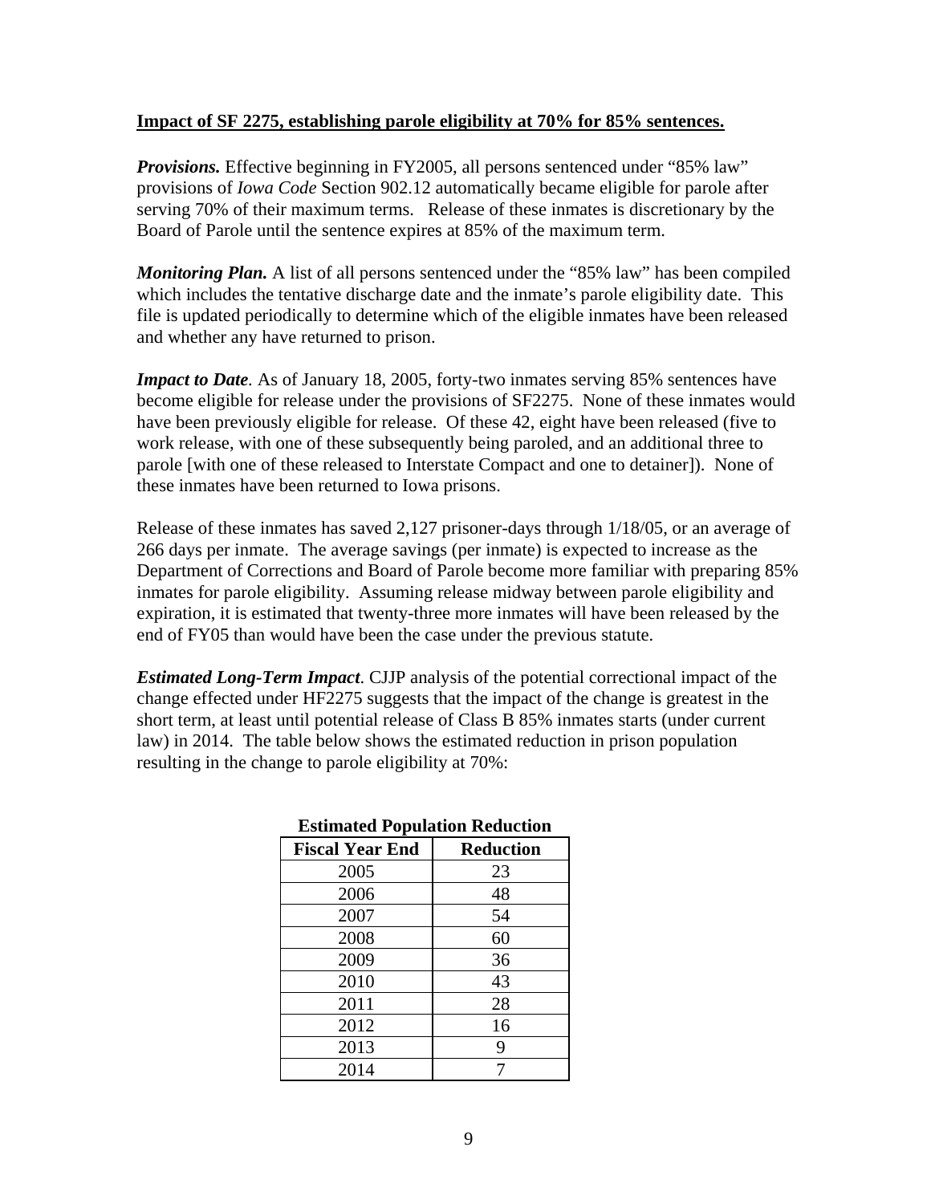**Impact of SF 2275, establishing parole eligibility at 70% for 85% sentences.**

***Provisions.*** Effective beginning in FY2005, all persons sentenced under "85% law" provisions of *Iowa Code* Section 902.12 automatically became eligible for parole after serving 70% of their maximum terms. Release of these inmates is discretionary by the Board of Parole until the sentence expires at 85% of the maximum term.

***Monitoring Plan.*** A list of all persons sentenced under the "85% law" has been compiled which includes the tentative discharge date and the inmate's parole eligibility date. This file is updated periodically to determine which of the eligible inmates have been released and whether any have returned to prison.

***Impact to Date***. As of January 18, 2005, forty-two inmates serving 85% sentences have become eligible for release under the provisions of SF2275. None of these inmates would have been previously eligible for release. Of these 42, eight have been released (five to work release, with one of these subsequently being paroled, and an additional three to parole [with one of these released to Interstate Compact and one to detainer]). None of these inmates have been returned to Iowa prisons.

Release of these inmates has saved 2,127 prisoner-days through 1/18/05, or an average of 266 days per inmate. The average savings (per inmate) is expected to increase as the Department of Corrections and Board of Parole become more familiar with preparing 85% inmates for parole eligibility. Assuming release midway between parole eligibility and expiration, it is estimated that twenty-three more inmates will have been released by the end of FY05 than would have been the case under the previous statute.

***Estimated Long-Term Impact***. CJJP analysis of the potential correctional impact of the change effected under HF2275 suggests that the impact of the change is greatest in the short term, at least until potential release of Class B 85% inmates starts (under current law) in 2014. The table below shows the estimated reduction in prison population resulting in the change to parole eligibility at 70%:

**Estimated Population Reduction**

| Fiscal Year End | Reduction |
|---|---|
| 2005 | 23 |
| 2006 | 48 |
| 2007 | 54 |
| 2008 | 60 |
| 2009 | 36 |
| 2010 | 43 |
| 2011 | 28 |
| 2012 | 16 |
| 2013 | 9 |
| 2014 | 7 |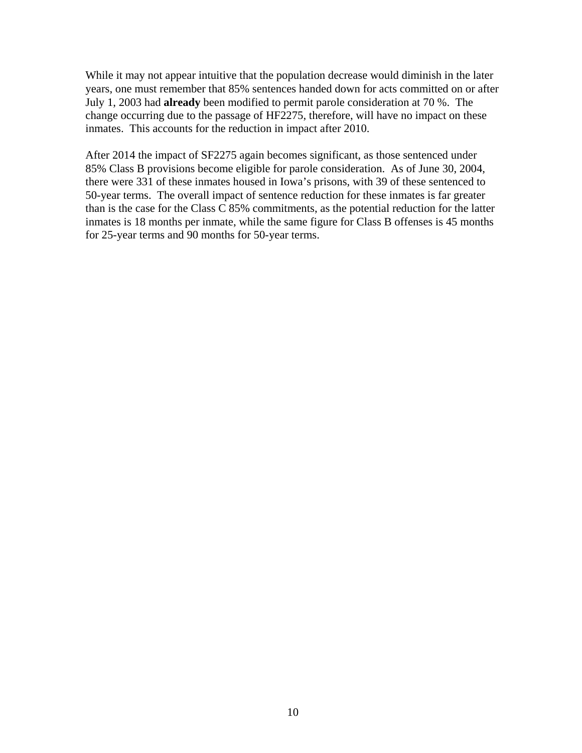While it may not appear intuitive that the population decrease would diminish in the later years, one must remember that 85% sentences handed down for acts committed on or after July 1, 2003 had **already** been modified to permit parole consideration at 70 %. The change occurring due to the passage of HF2275, therefore, will have no impact on these inmates. This accounts for the reduction in impact after 2010.

After 2014 the impact of SF2275 again becomes significant, as those sentenced under 85% Class B provisions become eligible for parole consideration. As of June 30, 2004, there were 331 of these inmates housed in Iowa's prisons, with 39 of these sentenced to 50-year terms. The overall impact of sentence reduction for these inmates is far greater than is the case for the Class C 85% commitments, as the potential reduction for the latter inmates is 18 months per inmate, while the same figure for Class B offenses is 45 months for 25-year terms and 90 months for 50-year terms.